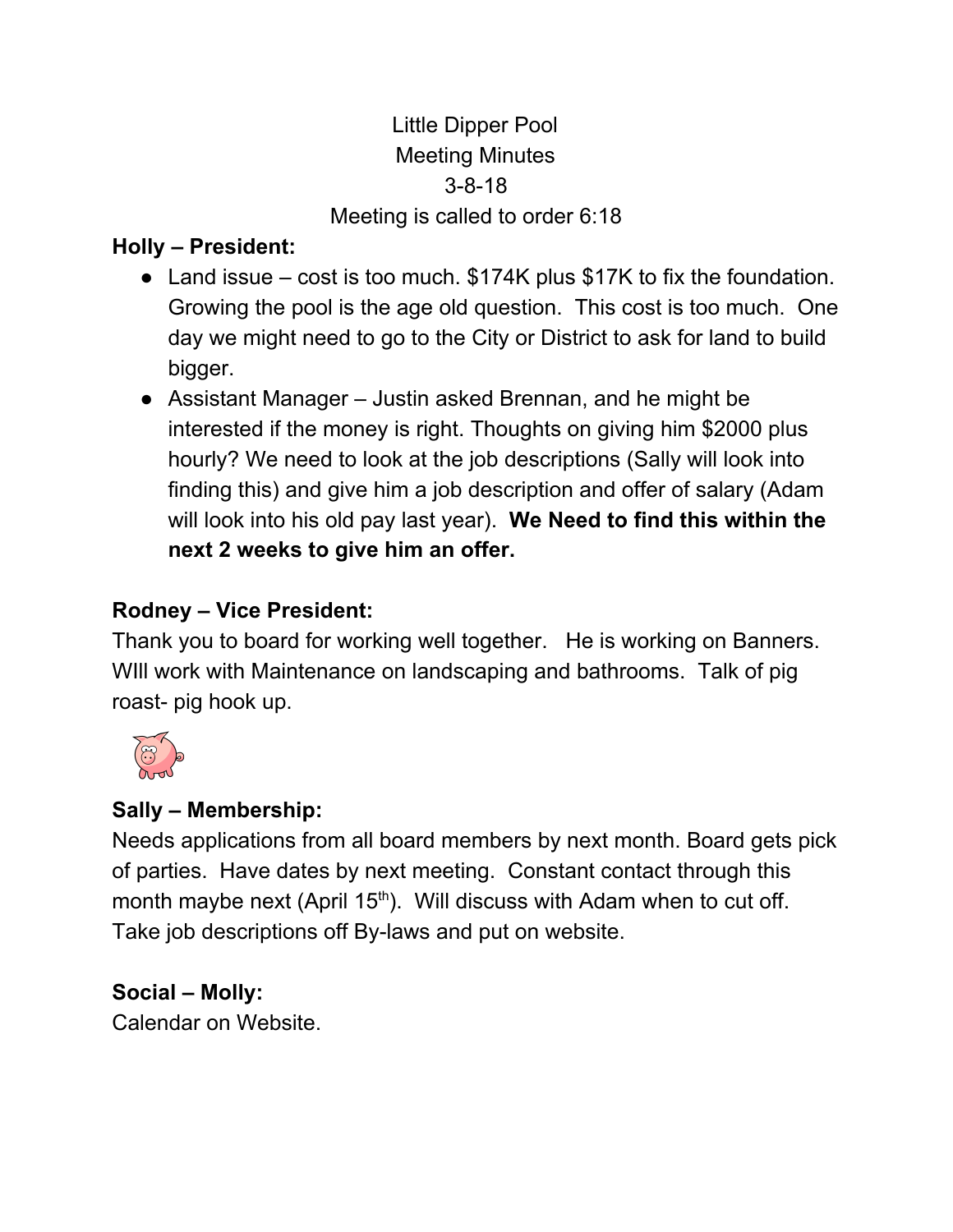Little Dipper Pool
Meeting Minutes
3-8-18
Meeting is called to order 6:18

**Holly – President:**

- Land issue – cost is too much. $174K plus $17K to fix the foundation. Growing the pool is the age old question. This cost is too much. One day we might need to go to the City or District to ask for land to build bigger.
- Assistant Manager – Justin asked Brennan, and he might be interested if the money is right. Thoughts on giving him $2000 plus hourly? We need to look at the job descriptions (Sally will look into finding this) and give him a job description and offer of salary (Adam will look into his old pay last year). **We Need to find this within the next 2 weeks to give him an offer.**

**Rodney – Vice President:**

Thank you to board for working well together. He is working on Banners. WIll work with Maintenance on landscaping and bathrooms. Talk of pig roast- pig hook up.

**Sally – Membership:**

Needs applications from all board members by next month. Board gets pick of parties. Have dates by next meeting. Constant contact through this month maybe next (April 15th). Will discuss with Adam when to cut off. Take job descriptions off By-laws and put on website.

**Social – Molly:**

Calendar on Website.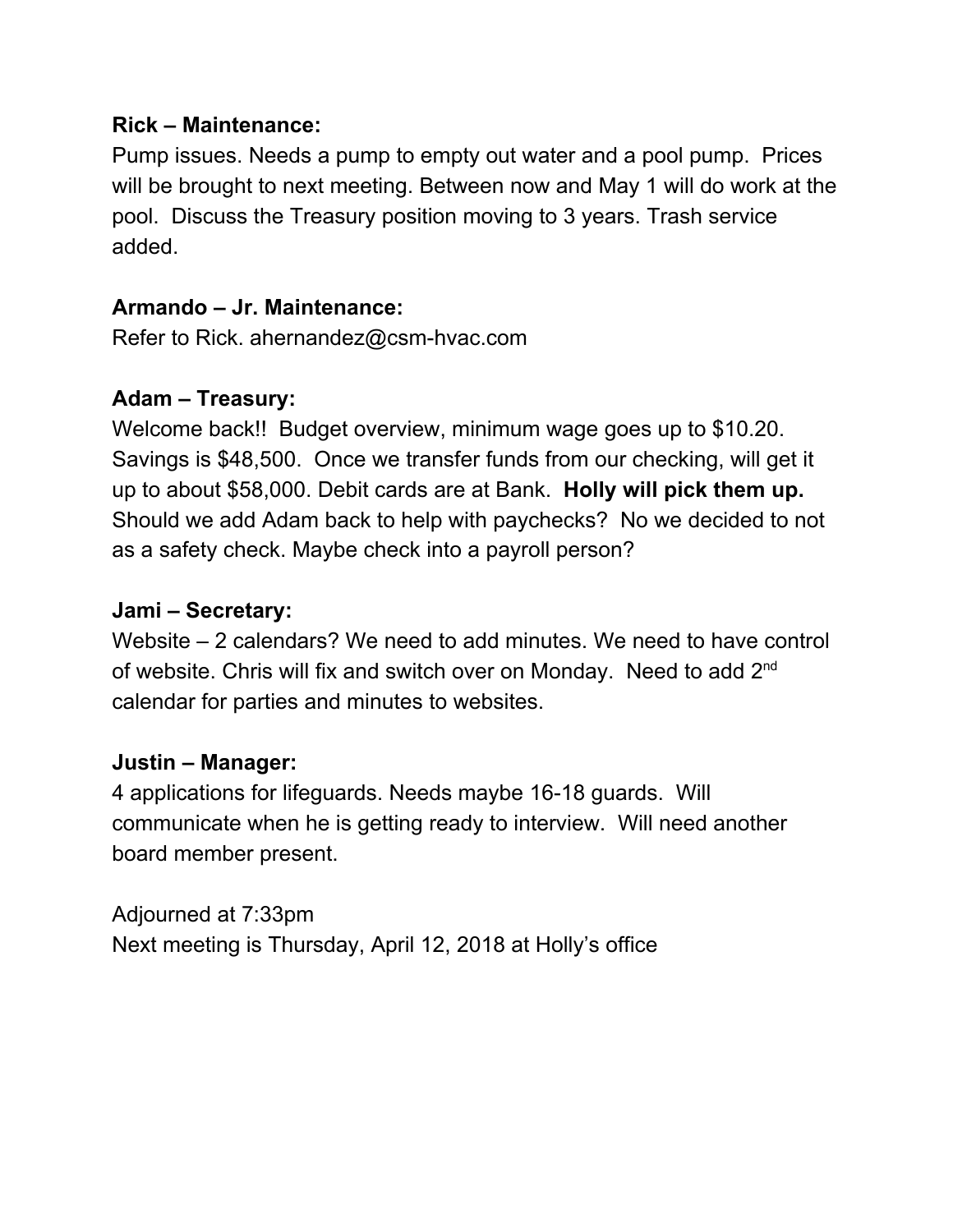**Rick – Maintenance:**
Pump issues. Needs a pump to empty out water and a pool pump. Prices will be brought to next meeting. Between now and May 1 will do work at the pool. Discuss the Treasury position moving to 3 years. Trash service added.

**Armando – Jr. Maintenance:**
Refer to Rick. ahernandez@csm-hvac.com

**Adam – Treasury:**
Welcome back!! Budget overview, minimum wage goes up to $10.20. Savings is $48,500. Once we transfer funds from our checking, will get it up to about $58,000. Debit cards are at Bank. **Holly will pick them up.** Should we add Adam back to help with paychecks? No we decided to not as a safety check. Maybe check into a payroll person?

**Jami – Secretary:**
Website – 2 calendars? We need to add minutes. We need to have control of website. Chris will fix and switch over on Monday. Need to add 2nd calendar for parties and minutes to websites.

**Justin – Manager:**
4 applications for lifeguards. Needs maybe 16-18 guards. Will communicate when he is getting ready to interview. Will need another board member present.

Adjourned at 7:33pm
Next meeting is Thursday, April 12, 2018 at Holly's office